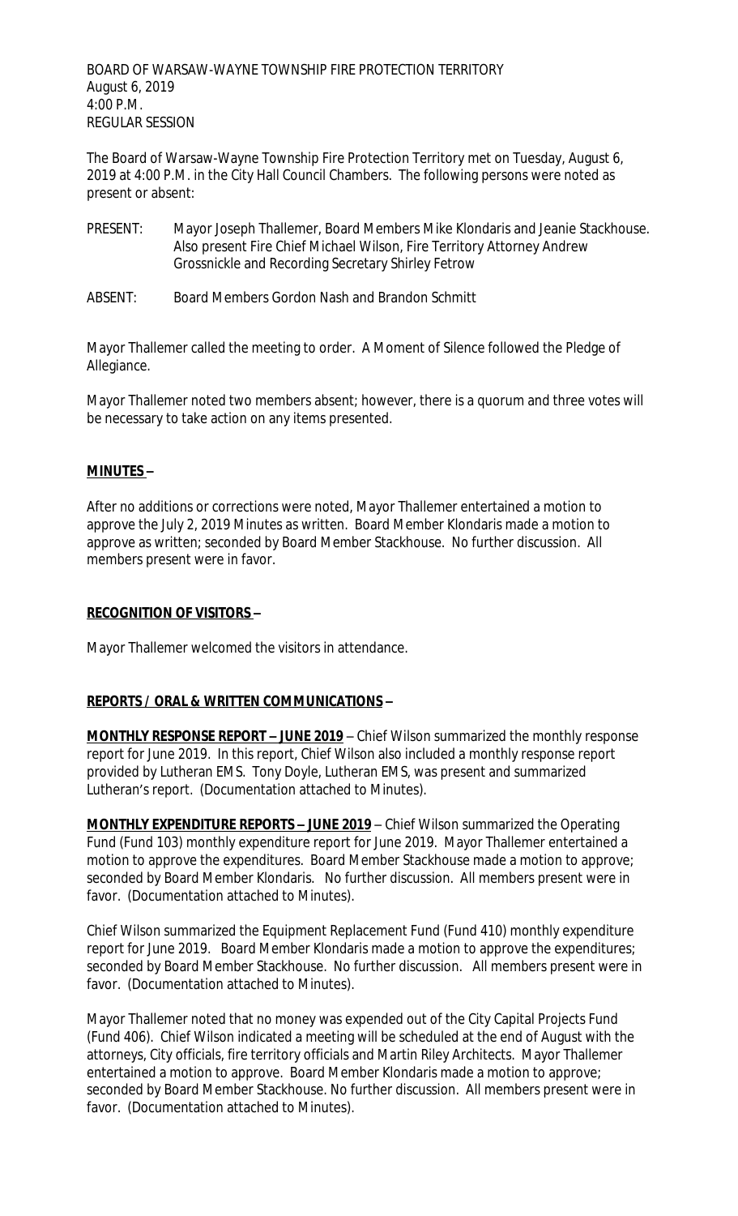BOARD OF WARSAW-WAYNE TOWNSHIP FIRE PROTECTION TERRITORY
August 6, 2019
4:00 P.M.
REGULAR SESSION

The Board of Warsaw-Wayne Township Fire Protection Territory met on Tuesday, August 6, 2019 at 4:00 P.M. in the City Hall Council Chambers. The following persons were noted as present or absent:

PRESENT: Mayor Joseph Thallemer, Board Members Mike Klondaris and Jeanie Stackhouse. Also present Fire Chief Michael Wilson, Fire Territory Attorney Andrew Grossnickle and Recording Secretary Shirley Fetrow

ABSENT: Board Members Gordon Nash and Brandon Schmitt

Mayor Thallemer called the meeting to order. A Moment of Silence followed the Pledge of Allegiance.

Mayor Thallemer noted two members absent; however, there is a quorum and three votes will be necessary to take action on any items presented.

**MINUTES –**

After no additions or corrections were noted, Mayor Thallemer entertained a motion to approve the July 2, 2019 Minutes as written. Board Member Klondaris made a motion to approve as written; seconded by Board Member Stackhouse. No further discussion. All members present were in favor.

**RECOGNITION OF VISITORS –**

Mayor Thallemer welcomed the visitors in attendance.

**REPORTS / ORAL & WRITTEN COMMUNICATIONS –**

**MONTHLY RESPONSE REPORT – JUNE 2019** – Chief Wilson summarized the monthly response report for June 2019. In this report, Chief Wilson also included a monthly response report provided by Lutheran EMS. Tony Doyle, Lutheran EMS, was present and summarized Lutheran's report. (Documentation attached to Minutes).

**MONTHLY EXPENDITURE REPORTS – JUNE 2019** – Chief Wilson summarized the Operating Fund (Fund 103) monthly expenditure report for June 2019. Mayor Thallemer entertained a motion to approve the expenditures. Board Member Stackhouse made a motion to approve; seconded by Board Member Klondaris. No further discussion. All members present were in favor. (Documentation attached to Minutes).

Chief Wilson summarized the Equipment Replacement Fund (Fund 410) monthly expenditure report for June 2019. Board Member Klondaris made a motion to approve the expenditures; seconded by Board Member Stackhouse. No further discussion. All members present were in favor. (Documentation attached to Minutes).

Mayor Thallemer noted that no money was expended out of the City Capital Projects Fund (Fund 406). Chief Wilson indicated a meeting will be scheduled at the end of August with the attorneys, City officials, fire territory officials and Martin Riley Architects. Mayor Thallemer entertained a motion to approve. Board Member Klondaris made a motion to approve; seconded by Board Member Stackhouse. No further discussion. All members present were in favor. (Documentation attached to Minutes).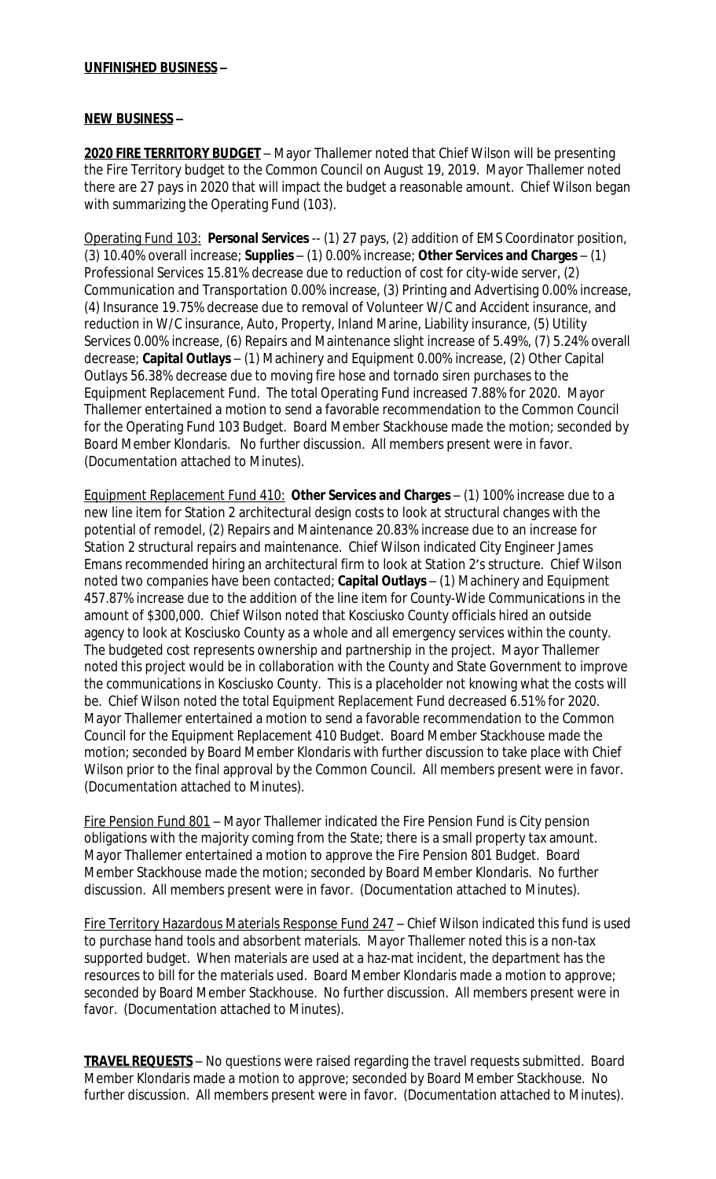**UNFINISHED BUSINESS** –

**NEW BUSINESS** –

**2020 FIRE TERRITORY BUDGET** – Mayor Thallemer noted that Chief Wilson will be presenting the Fire Territory budget to the Common Council on August 19, 2019. Mayor Thallemer noted there are 27 pays in 2020 that will impact the budget a reasonable amount. Chief Wilson began with summarizing the Operating Fund (103).

Operating Fund 103: **Personal Services** -- (1) 27 pays, (2) addition of EMS Coordinator position, (3) 10.40% overall increase; **Supplies** – (1) 0.00% increase; **Other Services and Charges** – (1) Professional Services 15.81% decrease due to reduction of cost for city-wide server, (2) Communication and Transportation 0.00% increase, (3) Printing and Advertising 0.00% increase, (4) Insurance 19.75% decrease due to removal of Volunteer W/C and Accident insurance, and reduction in W/C insurance, Auto, Property, Inland Marine, Liability insurance, (5) Utility Services 0.00% increase, (6) Repairs and Maintenance slight increase of 5.49%, (7) 5.24% overall decrease; **Capital Outlays** – (1) Machinery and Equipment 0.00% increase, (2) Other Capital Outlays 56.38% decrease due to moving fire hose and tornado siren purchases to the Equipment Replacement Fund. The total Operating Fund increased 7.88% for 2020. Mayor Thallemer entertained a motion to send a favorable recommendation to the Common Council for the Operating Fund 103 Budget. Board Member Stackhouse made the motion; seconded by Board Member Klondaris. No further discussion. All members present were in favor. (Documentation attached to Minutes).

Equipment Replacement Fund 410: **Other Services and Charges** – (1) 100% increase due to a new line item for Station 2 architectural design costs to look at structural changes with the potential of remodel, (2) Repairs and Maintenance 20.83% increase due to an increase for Station 2 structural repairs and maintenance. Chief Wilson indicated City Engineer James Emans recommended hiring an architectural firm to look at Station 2's structure. Chief Wilson noted two companies have been contacted; **Capital Outlays** – (1) Machinery and Equipment 457.87% increase due to the addition of the line item for County-Wide Communications in the amount of $300,000. Chief Wilson noted that Kosciusko County officials hired an outside agency to look at Kosciusko County as a whole and all emergency services within the county. The budgeted cost represents ownership and partnership in the project. Mayor Thallemer noted this project would be in collaboration with the County and State Government to improve the communications in Kosciusko County. This is a placeholder not knowing what the costs will be. Chief Wilson noted the total Equipment Replacement Fund decreased 6.51% for 2020. Mayor Thallemer entertained a motion to send a favorable recommendation to the Common Council for the Equipment Replacement 410 Budget. Board Member Stackhouse made the motion; seconded by Board Member Klondaris with further discussion to take place with Chief Wilson prior to the final approval by the Common Council. All members present were in favor. (Documentation attached to Minutes).

Fire Pension Fund 801 – Mayor Thallemer indicated the Fire Pension Fund is City pension obligations with the majority coming from the State; there is a small property tax amount. Mayor Thallemer entertained a motion to approve the Fire Pension 801 Budget. Board Member Stackhouse made the motion; seconded by Board Member Klondaris. No further discussion. All members present were in favor. (Documentation attached to Minutes).

Fire Territory Hazardous Materials Response Fund 247 – Chief Wilson indicated this fund is used to purchase hand tools and absorbent materials. Mayor Thallemer noted this is a non-tax supported budget. When materials are used at a haz-mat incident, the department has the resources to bill for the materials used. Board Member Klondaris made a motion to approve; seconded by Board Member Stackhouse. No further discussion. All members present were in favor. (Documentation attached to Minutes).

**TRAVEL REQUESTS** – No questions were raised regarding the travel requests submitted. Board Member Klondaris made a motion to approve; seconded by Board Member Stackhouse. No further discussion. All members present were in favor. (Documentation attached to Minutes).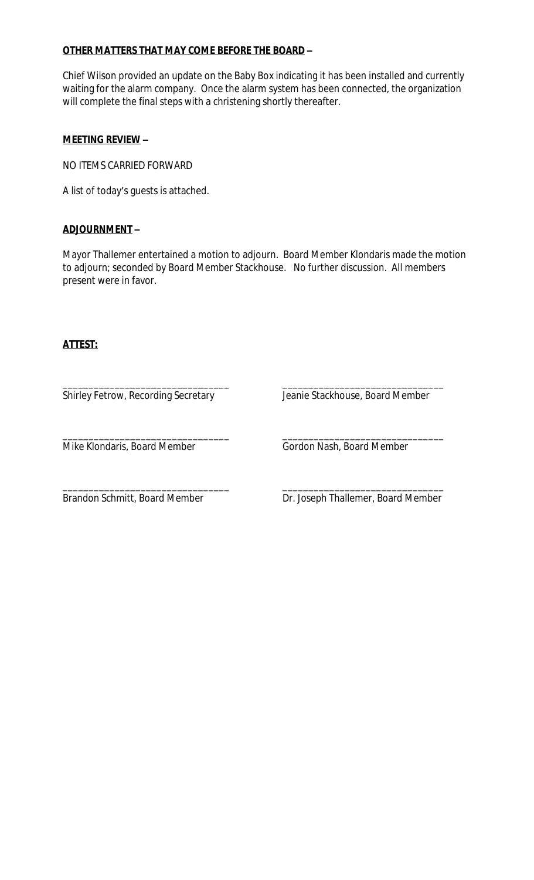**OTHER MATTERS THAT MAY COME BEFORE THE BOARD** –

Chief Wilson provided an update on the Baby Box indicating it has been installed and currently waiting for the alarm company. Once the alarm system has been connected, the organization will complete the final steps with a christening shortly thereafter.

**MEETING REVIEW** –

NO ITEMS CARRIED FORWARD

A list of today's guests is attached.

**ADJOURNMENT** –

Mayor Thallemer entertained a motion to adjourn. Board Member Klondaris made the motion to adjourn; seconded by Board Member Stackhouse. No further discussion. All members present were in favor.

**ATTEST:**

| | |
|---|---|
| _______________________________ Shirley Fetrow, Recording Secretary | _______________________________ Jeanie Stackhouse, Board Member |
| _______________________________ Mike Klondaris, Board Member | _______________________________ Gordon Nash, Board Member |
| _______________________________ Brandon Schmitt, Board Member | _______________________________ Dr. Joseph Thallemer, Board Member |